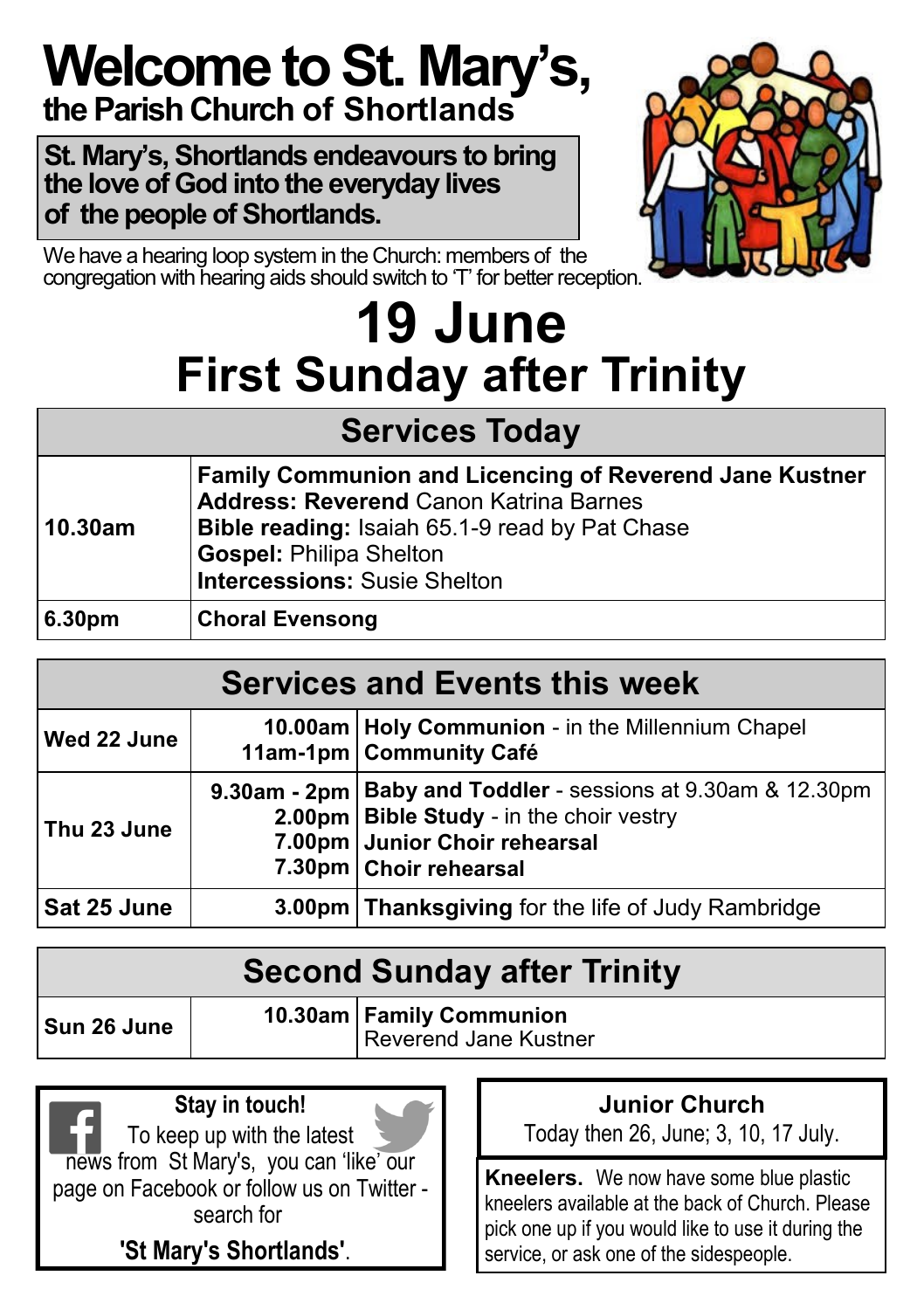# Welcome to St. Mary's,

## the Parish Church of Shortlands

**St. Mary's, Shortlands endeavours to bring the love of God into the everyday lives of the people of Shortlands.**

We have a hearing loop system in the Church: members of the congregation with hearing aids should switch to 'T' for better reception.

# 19 June
# First Sunday after Trinity

| Services Today | |
|---|---|
| **10.30am** | **Family Communion and Licencing of Reverend Jane Kustner**<br>**Address: Reverend** Canon Katrina Barnes<br>**Bible reading:** Isaiah 65.1-9 read by Pat Chase<br>**Gospel:** Philipa Shelton<br>**Intercessions:** Susie Shelton |
| **6.30pm** | **Choral Evensong** |

| Services and Events this week | | |
|---|---|---|
| **Wed 22 June** | **10.00am**<br>**11am-1pm** | **Holy Communion** - in the Millennium Chapel<br>**Community Café** |
| **Thu 23 June** | **9.30am - 2pm**<br>**2.00pm**<br>**7.00pm**<br>**7.30pm** | **Baby and Toddler** - sessions at 9.30am & 12.30pm<br>**Bible Study** - in the choir vestry<br>**Junior Choir rehearsal**<br>**Choir rehearsal** |
| **Sat 25 June** | **3.00pm** | **Thanksgiving** for the life of Judy Rambridge |

| Second Sunday after Trinity | | |
|---|---|---|
| **Sun 26 June** | **10.30am** | **Family Communion**<br>Reverend Jane Kustner |

**Stay in touch!**

To keep up with the latest news from St Mary's, you can 'like' our page on Facebook or follow us on Twitter - search for

**'St Mary's Shortlands'**.

**Junior Church**

Today then 26, June; 3, 10, 17 July.

**Kneelers.** We now have some blue plastic kneelers available at the back of Church. Please pick one up if you would like to use it during the service, or ask one of the sidespeople.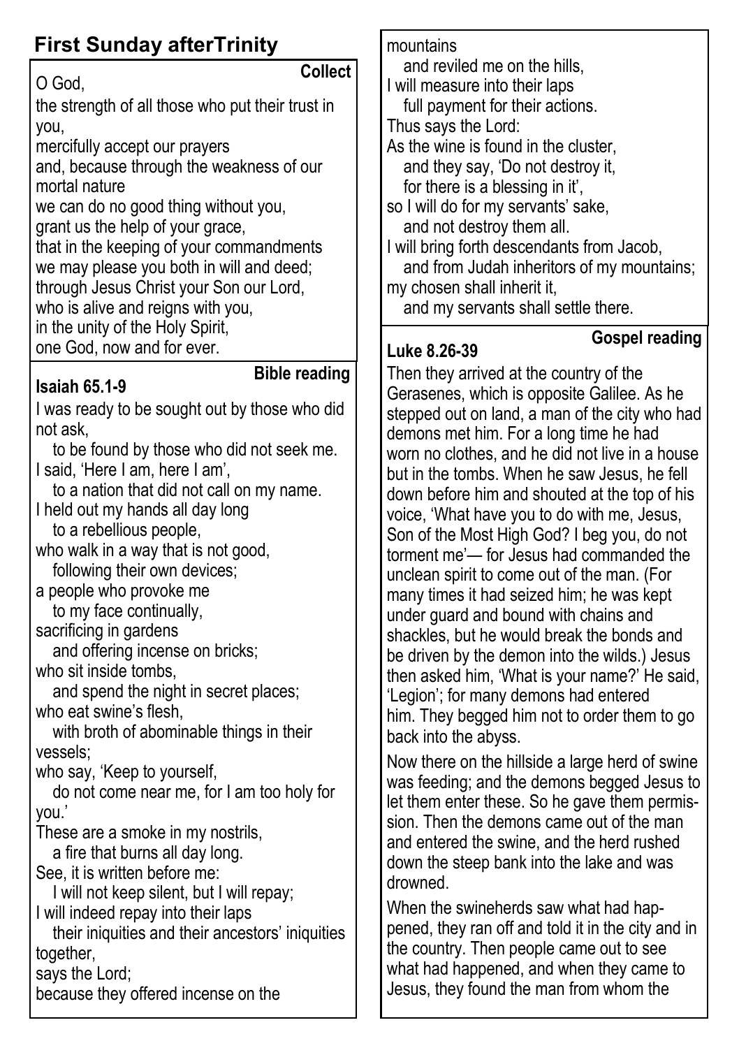## First Sunday afterTrinity

**Collect**

O God,
the strength of all those who put their trust in you,
mercifully accept our prayers
and, because through the weakness of our mortal nature
we can do no good thing without you,
grant us the help of your grace,
that in the keeping of your commandments
we may please you both in will and deed;
through Jesus Christ your Son our Lord,
who is alive and reigns with you,
in the unity of the Holy Spirit,
one God, now and for ever.

**Bible reading**

**Isaiah 65.1-9**

I was ready to be sought out by those who did not ask,
to be found by those who did not seek me.
I said, 'Here I am, here I am',
to a nation that did not call on my name.
I held out my hands all day long
to a rebellious people,
who walk in a way that is not good,
following their own devices;
a people who provoke me
to my face continually,
sacrificing in gardens
and offering incense on bricks;
who sit inside tombs,
and spend the night in secret places;
who eat swine's flesh,
with broth of abominable things in their vessels;
who say, 'Keep to yourself,
do not come near me, for I am too holy for you.'
These are a smoke in my nostrils,
a fire that burns all day long.
See, it is written before me:
I will not keep silent, but I will repay;
I will indeed repay into their laps
their iniquities and their ancestors' iniquities together,
says the Lord;
because they offered incense on the mountains
and reviled me on the hills,
I will measure into their laps
full payment for their actions.
Thus says the Lord:
As the wine is found in the cluster,
and they say, 'Do not destroy it,
for there is a blessing in it',
so I will do for my servants' sake,
and not destroy them all.
I will bring forth descendants from Jacob,
and from Judah inheritors of my mountains;
my chosen shall inherit it,
and my servants shall settle there.

**Gospel reading**

**Luke 8.26-39**

Then they arrived at the country of the Gerasenes, which is opposite Galilee. As he stepped out on land, a man of the city who had demons met him. For a long time he had worn no clothes, and he did not live in a house but in the tombs. When he saw Jesus, he fell down before him and shouted at the top of his voice, 'What have you to do with me, Jesus, Son of the Most High God? I beg you, do not torment me'— for Jesus had commanded the unclean spirit to come out of the man. (For many times it had seized him; he was kept under guard and bound with chains and shackles, but he would break the bonds and be driven by the demon into the wilds.) Jesus then asked him, 'What is your name?' He said, 'Legion'; for many demons had entered him. They begged him not to order them to go back into the abyss.

Now there on the hillside a large herd of swine was feeding; and the demons begged Jesus to let them enter these. So he gave them permission. Then the demons came out of the man and entered the swine, and the herd rushed down the steep bank into the lake and was drowned.

When the swineherds saw what had happened, they ran off and told it in the city and in the country. Then people came out to see what had happened, and when they came to Jesus, they found the man from whom the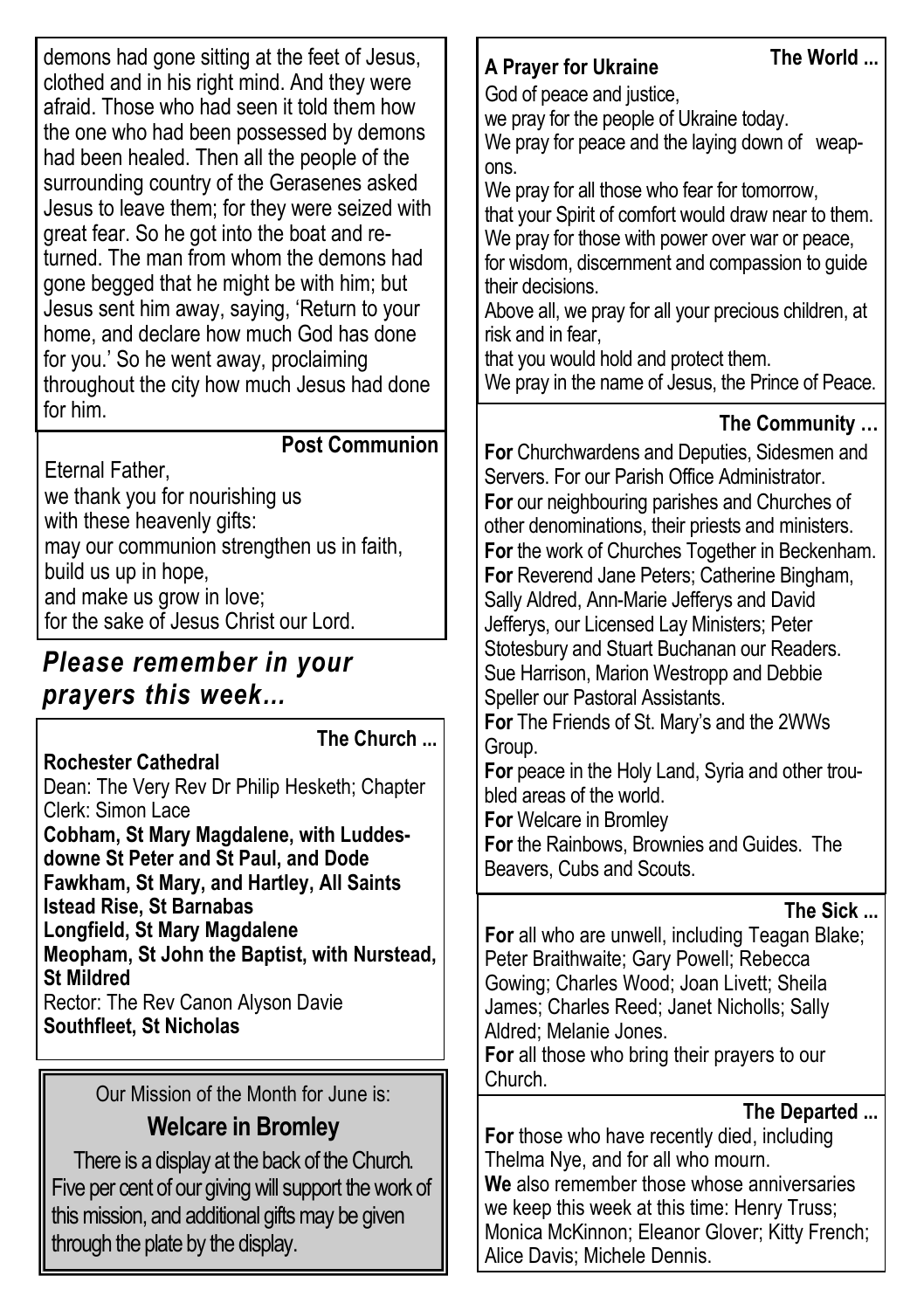demons had gone sitting at the feet of Jesus, clothed and in his right mind. And they were afraid. Those who had seen it told them how the one who had been possessed by demons had been healed. Then all the people of the surrounding country of the Gerasenes asked Jesus to leave them; for they were seized with great fear. So he got into the boat and returned. The man from whom the demons had gone begged that he might be with him; but Jesus sent him away, saying, 'Return to your home, and declare how much God has done for you.' So he went away, proclaiming throughout the city how much Jesus had done for him.

### Post Communion

Eternal Father,
we thank you for nourishing us
with these heavenly gifts:
may our communion strengthen us in faith,
build us up in hope,
and make us grow in love;
for the sake of Jesus Christ our Lord.

## *Please remember in your prayers this week...*

### The Church ...

**Rochester Cathedral**
Dean: The Very Rev Dr Philip Hesketh; Chapter Clerk: Simon Lace
**Cobham, St Mary Magdalene, with Luddesdowne St Peter and St Paul, and Dode**
**Fawkham, St Mary, and Hartley, All Saints**
**Istead Rise, St Barnabas**
**Longfield, St Mary Magdalene**
**Meopham, St John the Baptist, with Nurstead, St Mildred**
Rector: The Rev Canon Alyson Davie
**Southfleet, St Nicholas**

Our Mission of the Month for June is:

**Welcare in Bromley**

There is a display at the back of the Church. Five per cent of our giving will support the work of this mission, and additional gifts may be given through the plate by the display.

### The World ...

**A Prayer for Ukraine**

God of peace and justice,
we pray for the people of Ukraine today.
We pray for peace and the laying down of weapons.
We pray for all those who fear for tomorrow,
that your Spirit of comfort would draw near to them.
We pray for those with power over war or peace,
for wisdom, discernment and compassion to guide their decisions.
Above all, we pray for all your precious children, at risk and in fear,
that you would hold and protect them.
We pray in the name of Jesus, the Prince of Peace.

### The Community …

**For** Churchwardens and Deputies, Sidesmen and Servers. For our Parish Office Administrator.
**For** our neighbouring parishes and Churches of other denominations, their priests and ministers.
**For** the work of Churches Together in Beckenham.
**For** Reverend Jane Peters; Catherine Bingham, Sally Aldred, Ann-Marie Jefferys and David Jefferys, our Licensed Lay Ministers; Peter Stotesbury and Stuart Buchanan our Readers. Sue Harrison, Marion Westropp and Debbie Speller our Pastoral Assistants.
**For** The Friends of St. Mary's and the 2WWs Group.
**For** peace in the Holy Land, Syria and other troubled areas of the world.
**For** Welcare in Bromley
**For** the Rainbows, Brownies and Guides. The Beavers, Cubs and Scouts.

### The Sick ...

**For** all who are unwell, including Teagan Blake; Peter Braithwaite; Gary Powell; Rebecca Gowing; Charles Wood; Joan Livett; Sheila James; Charles Reed; Janet Nicholls; Sally Aldred; Melanie Jones.
**For** all those who bring their prayers to our Church.

### The Departed ...

**For** those who have recently died, including Thelma Nye, and for all who mourn.
**We** also remember those whose anniversaries we keep this week at this time: Henry Truss; Monica McKinnon; Eleanor Glover; Kitty French; Alice Davis; Michele Dennis.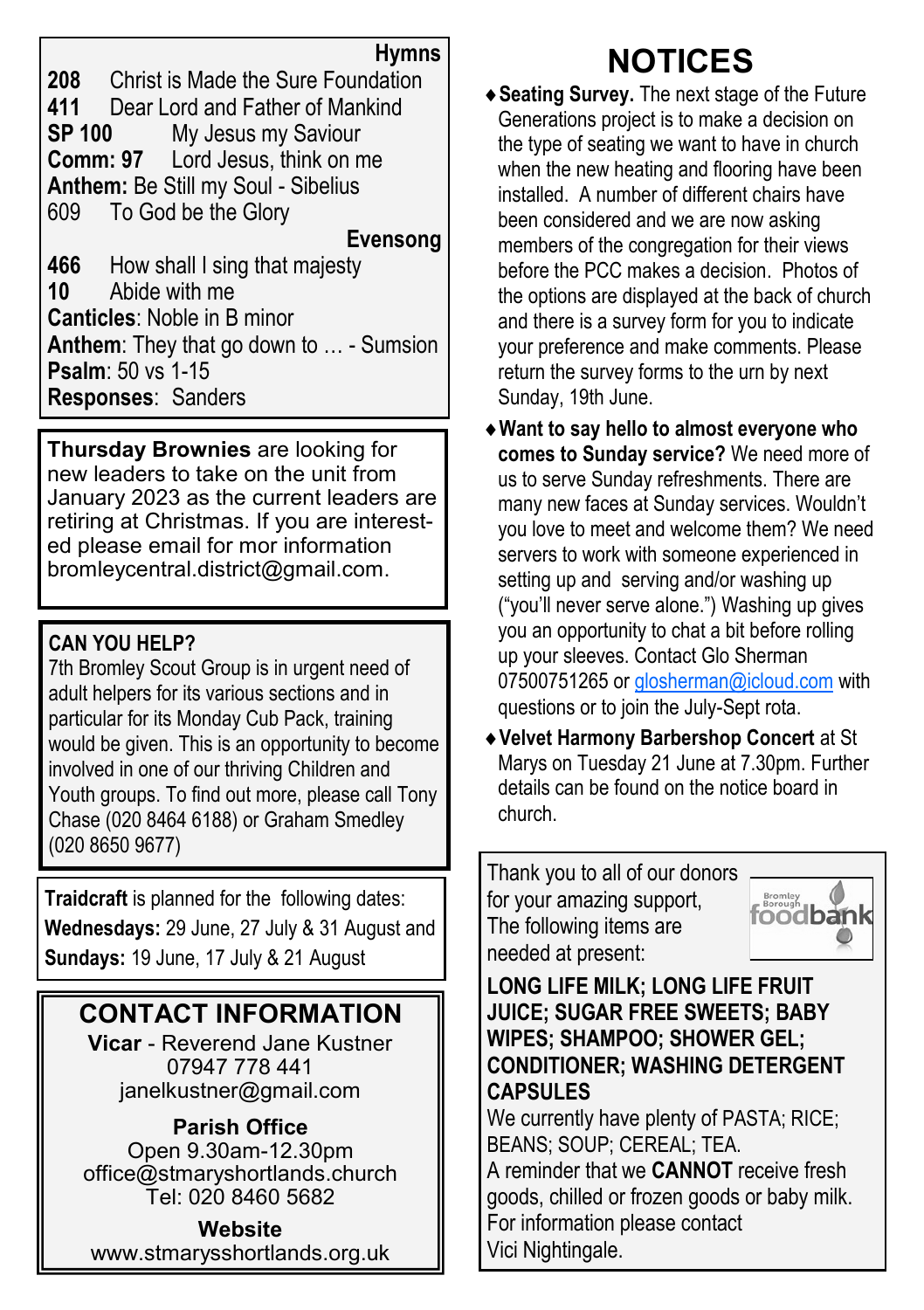### Hymns

**208** Christ is Made the Sure Foundation
**411** Dear Lord and Father of Mankind
**SP 100** My Jesus my Saviour
**Comm: 97** Lord Jesus, think on me
**Anthem:** Be Still my Soul - Sibelius
609 To God be the Glory

### Evensong

**466** How shall I sing that majesty
**10** Abide with me
**Canticles**: Noble in B minor
**Anthem**: They that go down to … - Sumsion
**Psalm**: 50 vs 1-15
**Responses**: Sanders

**Thursday Brownies** are looking for new leaders to take on the unit from January 2023 as the current leaders are retiring at Christmas. If you are interested please email for mor information bromleycentral.district@gmail.com.

**CAN YOU HELP?**
7th Bromley Scout Group is in urgent need of adult helpers for its various sections and in particular for its Monday Cub Pack, training would be given. This is an opportunity to become involved in one of our thriving Children and Youth groups. To find out more, please call Tony Chase (020 8464 6188) or Graham Smedley (020 8650 9677)

**Traidcraft** is planned for the following dates:
**Wednesdays:** 29 June, 27 July & 31 August and
**Sundays:** 19 June, 17 July & 21 August

## CONTACT INFORMATION

**Vicar** - Reverend Jane Kustner
07947 778 441
janelkustner@gmail.com

**Parish Office**
Open 9.30am-12.30pm
office@stmaryshortlands.church
Tel: 020 8460 5682

**Website**
www.stmarysshortlands.org.uk

# NOTICES

- **Seating Survey.** The next stage of the Future Generations project is to make a decision on the type of seating we want to have in church when the new heating and flooring have been installed. A number of different chairs have been considered and we are now asking members of the congregation for their views before the PCC makes a decision. Photos of the options are displayed at the back of church and there is a survey form for you to indicate your preference and make comments. Please return the survey forms to the urn by next Sunday, 19th June.
- **Want to say hello to almost everyone who comes to Sunday service?** We need more of us to serve Sunday refreshments. There are many new faces at Sunday services. Wouldn't you love to meet and welcome them? We need servers to work with someone experienced in setting up and serving and/or washing up ("you'll never serve alone.") Washing up gives you an opportunity to chat a bit before rolling up your sleeves. Contact Glo Sherman 07500751265 or glosherman@icloud.com with questions or to join the July-Sept rota.
- **Velvet Harmony Barbershop Concert** at St Marys on Tuesday 21 June at 7.30pm. Further details can be found on the notice board in church.

Thank you to all of our donors for your amazing support, The following items are needed at present:

Bromley Borough foodbank

**LONG LIFE MILK; LONG LIFE FRUIT JUICE; SUGAR FREE SWEETS; BABY WIPES; SHAMPOO; SHOWER GEL; CONDITIONER; WASHING DETERGENT CAPSULES**

We currently have plenty of PASTA; RICE; BEANS; SOUP; CEREAL; TEA.

A reminder that we **CANNOT** receive fresh goods, chilled or frozen goods or baby milk.

For information please contact Vici Nightingale.